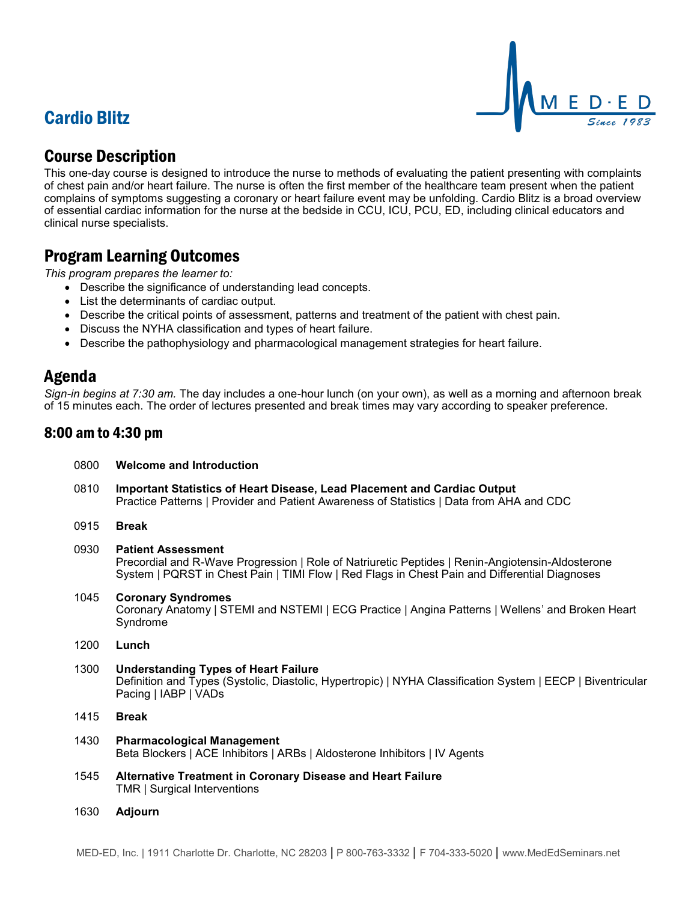# Cardio Blitz

## Course Description

This one-day course is designed to introduce the nurse to methods of evaluating the patient presenting with complaints of chest pain and/or heart failure. The nurse is often the first member of the healthcare team present when the patient complains of symptoms suggesting a coronary or heart failure event may be unfolding. Cardio Blitz is a broad overview of essential cardiac information for the nurse at the bedside in CCU, ICU, PCU, ED, including clinical educators and clinical nurse specialists.

## Program Learning Outcomes

*This program prepares the learner to:*

- Describe the significance of understanding lead concepts.
- List the determinants of cardiac output.
- Describe the critical points of assessment, patterns and treatment of the patient with chest pain.
- Discuss the NYHA classification and types of heart failure.
- Describe the pathophysiology and pharmacological management strategies for heart failure.

## Agenda

*Sign-in begins at 7:30 am.* The day includes a one-hour lunch (on your own), as well as a morning and afternoon break of 15 minutes each. The order of lectures presented and break times may vary according to speaker preference.

### 8:00 am to 4:30 pm

0800 **Welcome and Introduction**

0810 **Important Statistics of Heart Disease, Lead Placement and Cardiac Output**
Practice Patterns | Provider and Patient Awareness of Statistics | Data from AHA and CDC

0915 **Break**

0930 **Patient Assessment**
Precordial and R-Wave Progression | Role of Natriuretic Peptides | Renin-Angiotensin-Aldosterone System | PQRST in Chest Pain | TIMI Flow | Red Flags in Chest Pain and Differential Diagnoses

1045 **Coronary Syndromes**
Coronary Anatomy | STEMI and NSTEMI | ECG Practice | Angina Patterns | Wellens' and Broken Heart Syndrome

1200 **Lunch**

1300 **Understanding Types of Heart Failure**
Definition and Types (Systolic, Diastolic, Hypertropic) | NYHA Classification System | EECP | Biventricular Pacing | IABP | VADs

1415 **Break**

1430 **Pharmacological Management**
Beta Blockers | ACE Inhibitors | ARBs | Aldosterone Inhibitors | IV Agents

1545 **Alternative Treatment in Coronary Disease and Heart Failure**
TMR | Surgical Interventions

1630 **Adjourn**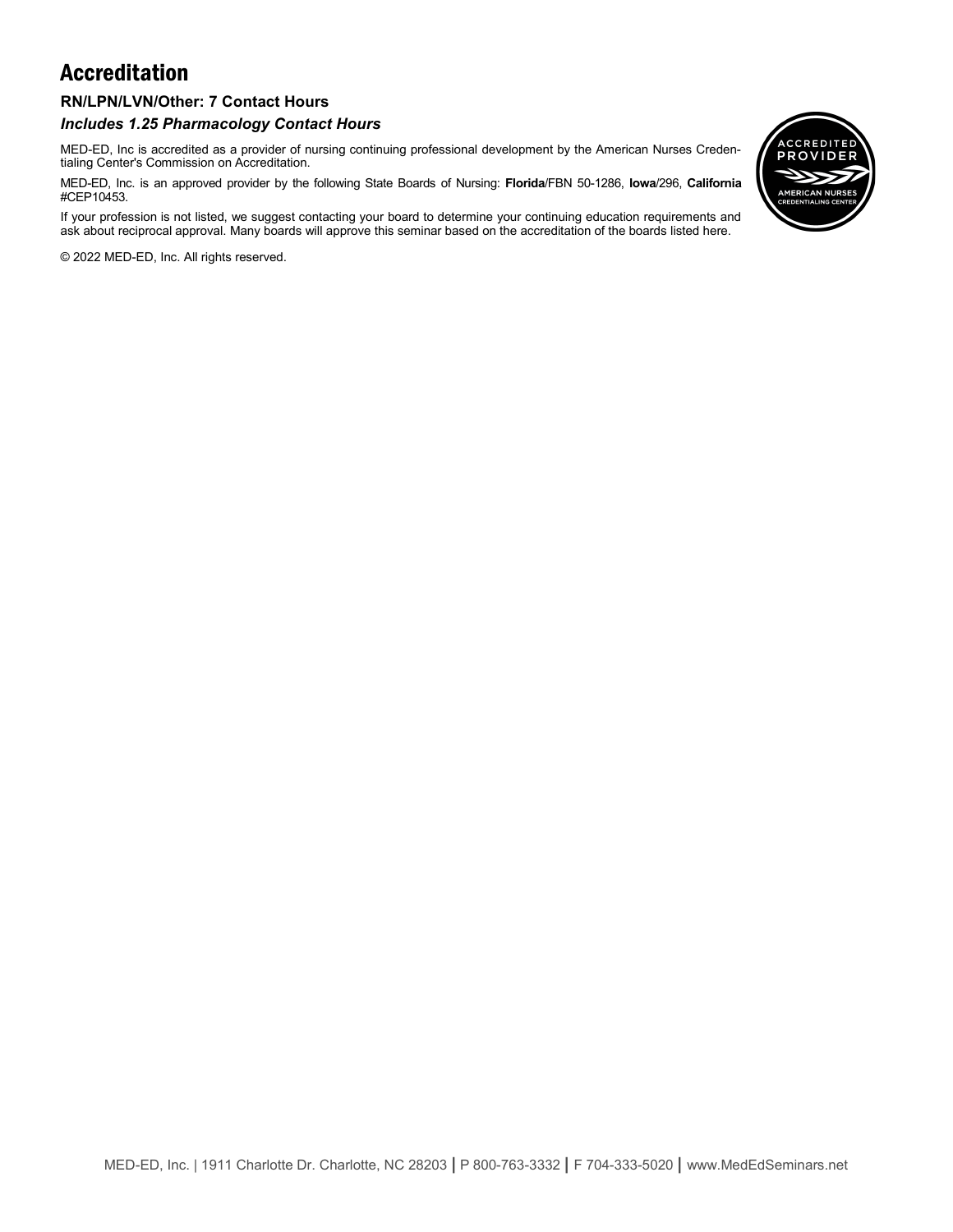# Accreditation

### RN/LPN/LVN/Other: 7 Contact Hours

### *Includes 1.25 Pharmacology Contact Hours*

MED-ED, Inc is accredited as a provider of nursing continuing professional development by the American Nurses Credentialing Center's Commission on Accreditation.

MED-ED, Inc. is an approved provider by the following State Boards of Nursing: **Florida**/FBN 50-1286, **Iowa**/296, **California** #CEP10453.

If your profession is not listed, we suggest contacting your board to determine your continuing education requirements and ask about reciprocal approval. Many boards will approve this seminar based on the accreditation of the boards listed here.

© 2022 MED-ED, Inc. All rights reserved.

MED-ED, Inc. | 1911 Charlotte Dr. Charlotte, NC 28203 | P 800-763-3332 | F 704-333-5020 | www.MedEdSeminars.net